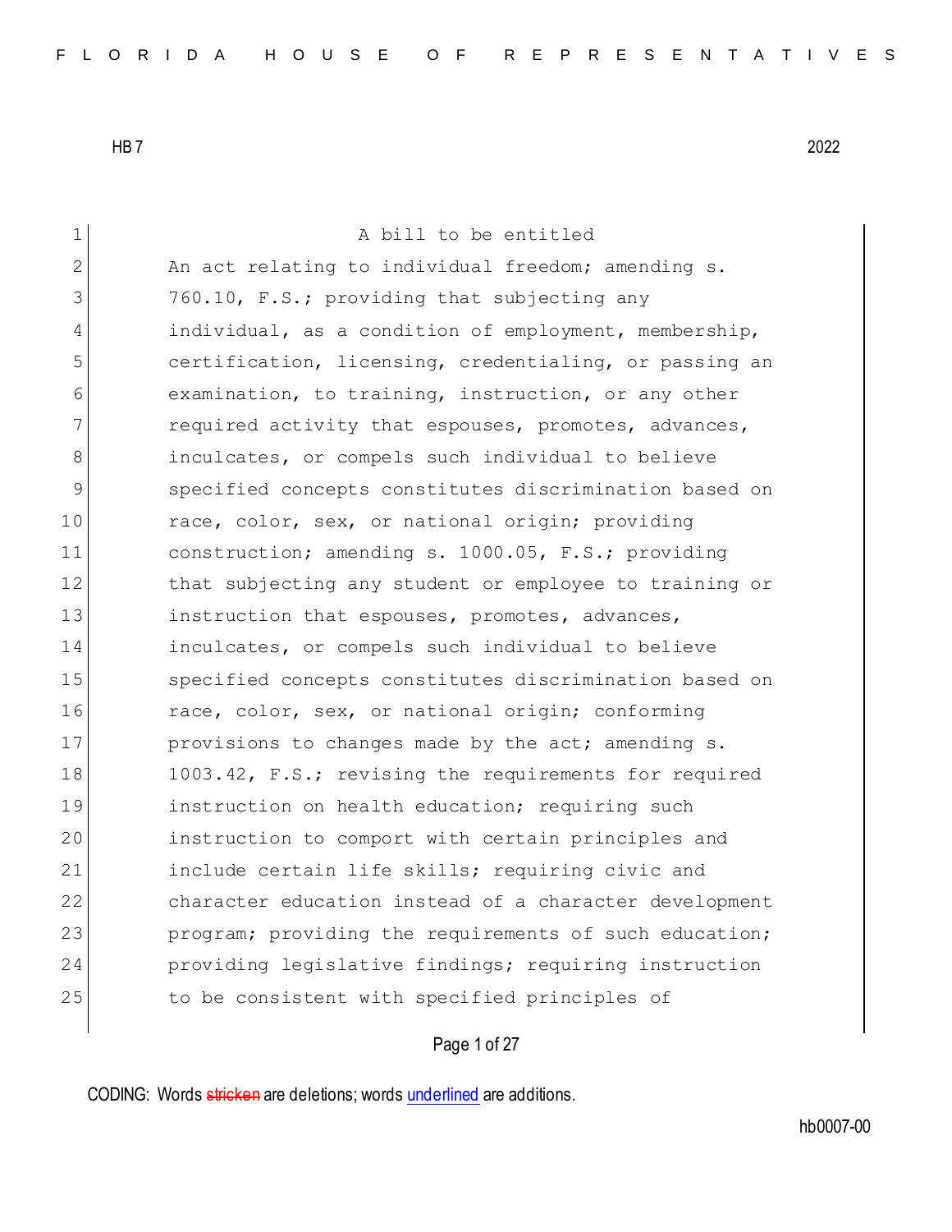HB 7 2022

A bill to be entitled

An act relating to individual freedom; amending s. 760.10, F.S.; providing that subjecting any individual, as a condition of employment, membership, certification, licensing, credentialing, or passing an examination, to training, instruction, or any other required activity that espouses, promotes, advances, inculcates, or compels such individual to believe specified concepts constitutes discrimination based on race, color, sex, or national origin; providing construction; amending s. 1000.05, F.S.; providing that subjecting any student or employee to training or instruction that espouses, promotes, advances, inculcates, or compels such individual to believe specified concepts constitutes discrimination based on race, color, sex, or national origin; conforming provisions to changes made by the act; amending s. 1003.42, F.S.; revising the requirements for required instruction on health education; requiring such instruction to comport with certain principles and include certain life skills; requiring civic and character education instead of a character development program; providing the requirements of such education; providing legislative findings; requiring instruction to be consistent with specified principles of

CODING: Words ~~stricken~~ are deletions; words underlined are additions.

hb0007-00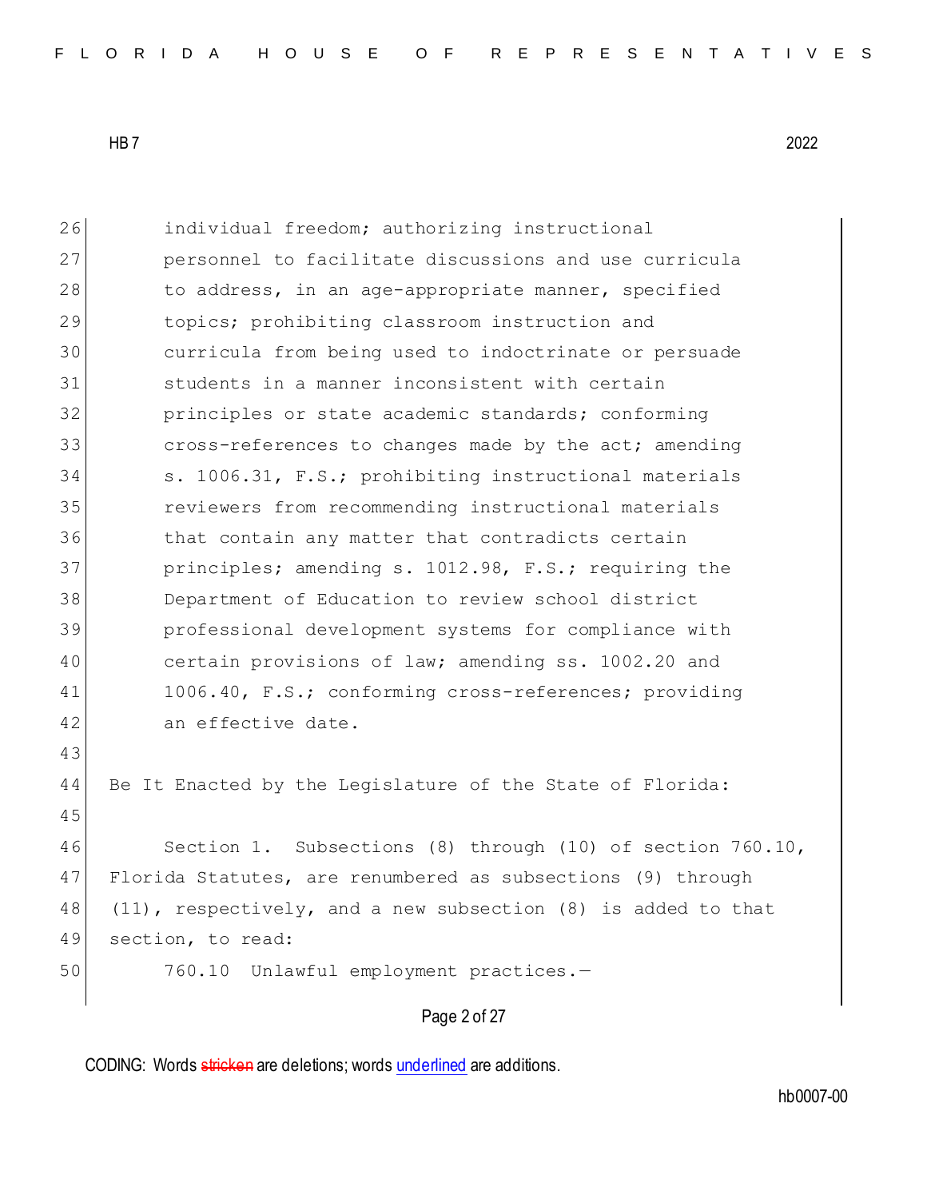individual freedom; authorizing instructional personnel to facilitate discussions and use curricula to address, in an age-appropriate manner, specified topics; prohibiting classroom instruction and curricula from being used to indoctrinate or persuade students in a manner inconsistent with certain principles or state academic standards; conforming cross-references to changes made by the act; amending s. 1006.31, F.S.; prohibiting instructional materials reviewers from recommending instructional materials that contain any matter that contradicts certain principles; amending s. 1012.98, F.S.; requiring the Department of Education to review school district professional development systems for compliance with certain provisions of law; amending ss. 1002.20 and 1006.40, F.S.; conforming cross-references; providing an effective date.

Be It Enacted by the Legislature of the State of Florida:

Section 1. Subsections (8) through (10) of section 760.10, Florida Statutes, are renumbered as subsections (9) through (11), respectively, and a new subsection (8) is added to that section, to read:

760.10 Unlawful employment practices.—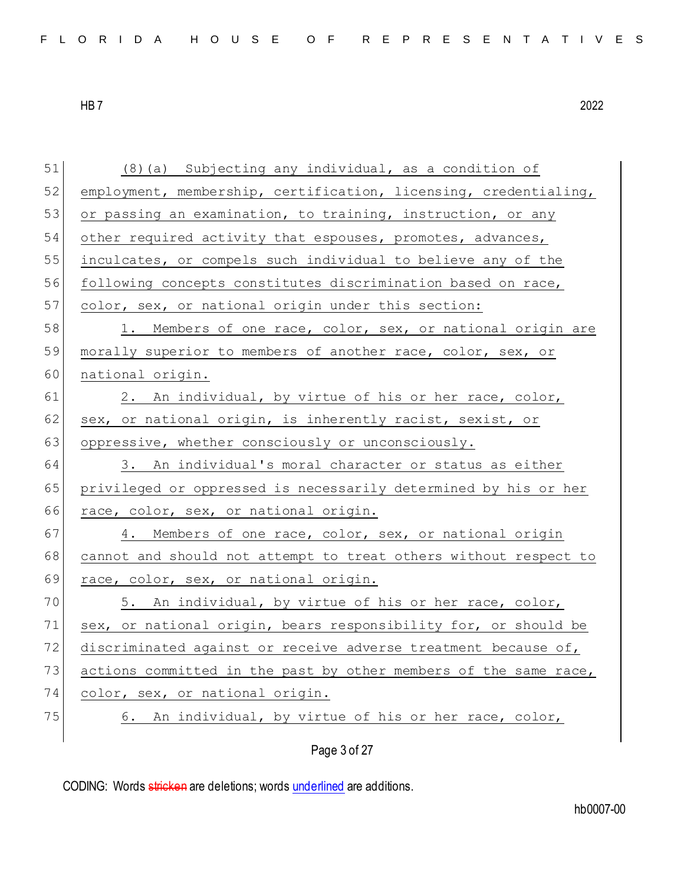(8)(a) Subjecting any individual, as a condition of employment, membership, certification, licensing, credentialing, or passing an examination, to training, instruction, or any other required activity that espouses, promotes, advances, inculcates, or compels such individual to believe any of the following concepts constitutes discrimination based on race, color, sex, or national origin under this section:

1. Members of one race, color, sex, or national origin are morally superior to members of another race, color, sex, or national origin.

2. An individual, by virtue of his or her race, color, sex, or national origin, is inherently racist, sexist, or oppressive, whether consciously or unconsciously.

3. An individual's moral character or status as either privileged or oppressed is necessarily determined by his or her race, color, sex, or national origin.

4. Members of one race, color, sex, or national origin cannot and should not attempt to treat others without respect to race, color, sex, or national origin.

5. An individual, by virtue of his or her race, color, sex, or national origin, bears responsibility for, or should be discriminated against or receive adverse treatment because of, actions committed in the past by other members of the same race, color, sex, or national origin.

6. An individual, by virtue of his or her race, color,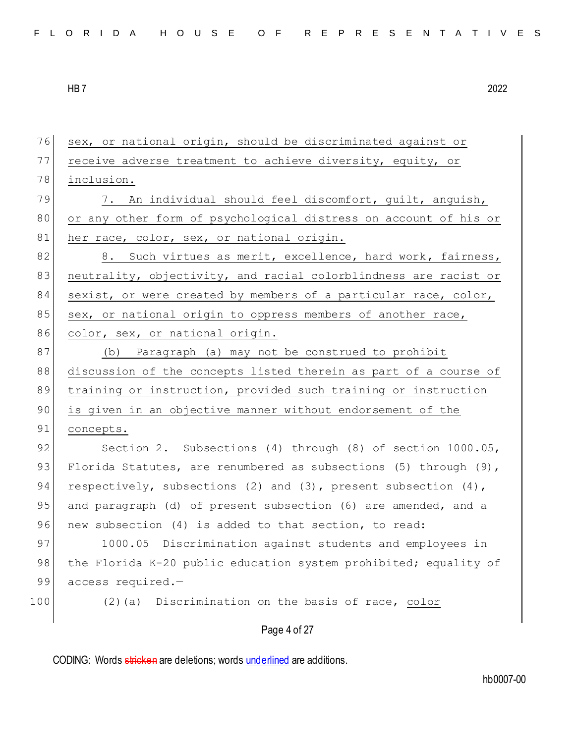sex, or national origin, should be discriminated against or receive adverse treatment to achieve diversity, equity, or inclusion.

7. An individual should feel discomfort, guilt, anguish, or any other form of psychological distress on account of his or her race, color, sex, or national origin.

8. Such virtues as merit, excellence, hard work, fairness, neutrality, objectivity, and racial colorblindness are racist or sexist, or were created by members of a particular race, color, sex, or national origin to oppress members of another race, color, sex, or national origin.

(b) Paragraph (a) may not be construed to prohibit discussion of the concepts listed therein as part of a course of training or instruction, provided such training or instruction is given in an objective manner without endorsement of the concepts.

Section 2. Subsections (4) through (8) of section 1000.05, Florida Statutes, are renumbered as subsections (5) through (9), respectively, subsections (2) and (3), present subsection (4), and paragraph (d) of present subsection (6) are amended, and a new subsection (4) is added to that section, to read:

1000.05 Discrimination against students and employees in the Florida K-20 public education system prohibited; equality of access required.—

(2)(a) Discrimination on the basis of race, color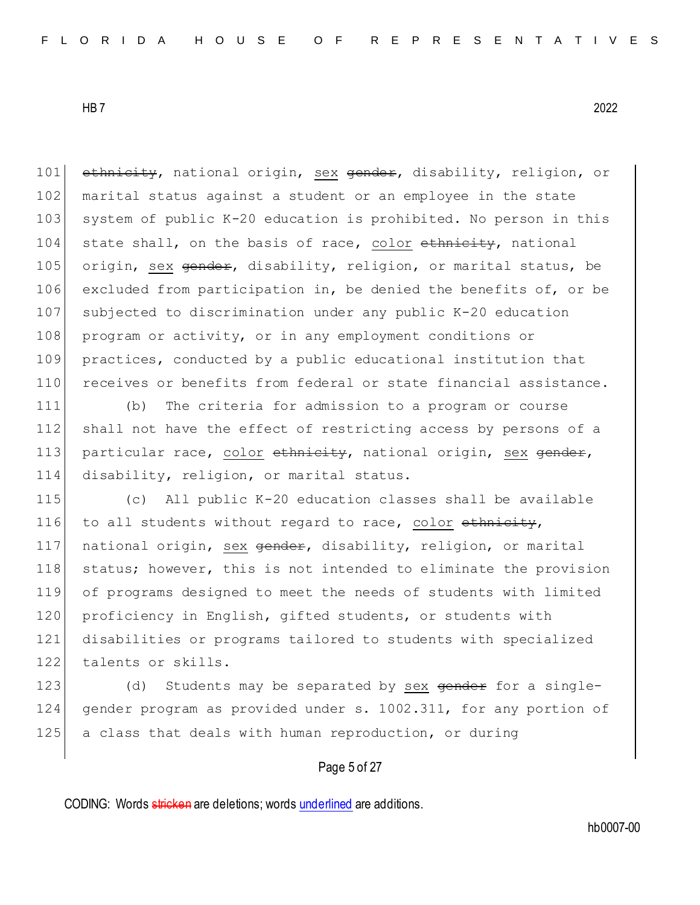~~ethnicity~~, national origin, <u>sex</u> ~~gender~~, disability, religion, or marital status against a student or an employee in the state system of public K-20 education is prohibited. No person in this state shall, on the basis of race, <u>color</u> ~~ethnicity~~, national origin, <u>sex</u> ~~gender~~, disability, religion, or marital status, be excluded from participation in, be denied the benefits of, or be subjected to discrimination under any public K-20 education program or activity, or in any employment conditions or practices, conducted by a public educational institution that receives or benefits from federal or state financial assistance.

(b) The criteria for admission to a program or course shall not have the effect of restricting access by persons of a particular race, <u>color</u> ~~ethnicity~~, national origin, <u>sex</u> ~~gender~~, disability, religion, or marital status.

(c) All public K-20 education classes shall be available to all students without regard to race, <u>color</u> ~~ethnicity~~, national origin, <u>sex</u> ~~gender~~, disability, religion, or marital status; however, this is not intended to eliminate the provision of programs designed to meet the needs of students with limited proficiency in English, gifted students, or students with disabilities or programs tailored to students with specialized talents or skills.

(d) Students may be separated by <u>sex</u> ~~gender~~ for a single-gender program as provided under s. 1002.311, for any portion of a class that deals with human reproduction, or during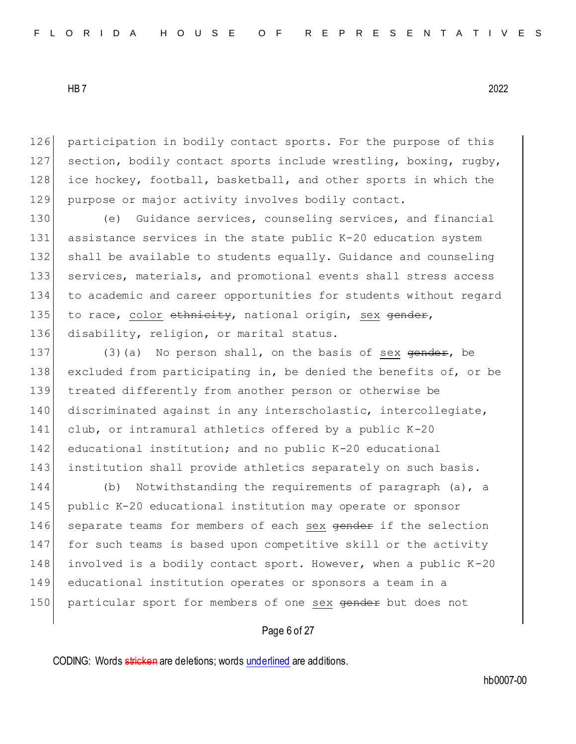participation in bodily contact sports. For the purpose of this section, bodily contact sports include wrestling, boxing, rugby, ice hockey, football, basketball, and other sports in which the purpose or major activity involves bodily contact.

(e) Guidance services, counseling services, and financial assistance services in the state public K-20 education system shall be available to students equally. Guidance and counseling services, materials, and promotional events shall stress access to academic and career opportunities for students without regard to race, <u>color</u> ~~ethnicity~~, national origin, <u>sex</u> ~~gender~~, disability, religion, or marital status.

(3)(a) No person shall, on the basis of <u>sex</u> ~~gender~~, be excluded from participating in, be denied the benefits of, or be treated differently from another person or otherwise be discriminated against in any interscholastic, intercollegiate, club, or intramural athletics offered by a public K-20 educational institution; and no public K-20 educational institution shall provide athletics separately on such basis.

(b) Notwithstanding the requirements of paragraph (a), a public K-20 educational institution may operate or sponsor separate teams for members of each <u>sex</u> ~~gender~~ if the selection for such teams is based upon competitive skill or the activity involved is a bodily contact sport. However, when a public K-20 educational institution operates or sponsors a team in a particular sport for members of one <u>sex</u> ~~gender~~ but does not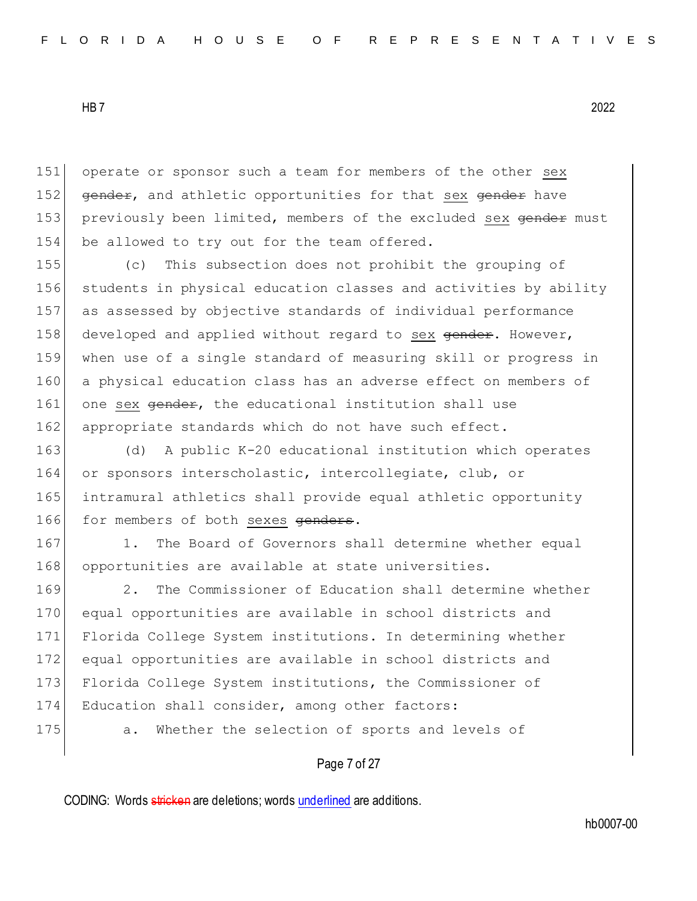operate or sponsor such a team for members of the other sex ~~gender~~, and athletic opportunities for that sex ~~gender~~ have previously been limited, members of the excluded sex ~~gender~~ must be allowed to try out for the team offered.

(c) This subsection does not prohibit the grouping of students in physical education classes and activities by ability as assessed by objective standards of individual performance developed and applied without regard to sex ~~gender~~. However, when use of a single standard of measuring skill or progress in a physical education class has an adverse effect on members of one sex ~~gender~~, the educational institution shall use appropriate standards which do not have such effect.

(d) A public K-20 educational institution which operates or sponsors interscholastic, intercollegiate, club, or intramural athletics shall provide equal athletic opportunity for members of both sexes ~~genders~~.

1. The Board of Governors shall determine whether equal opportunities are available at state universities.

2. The Commissioner of Education shall determine whether equal opportunities are available in school districts and Florida College System institutions. In determining whether equal opportunities are available in school districts and Florida College System institutions, the Commissioner of Education shall consider, among other factors:

a. Whether the selection of sports and levels of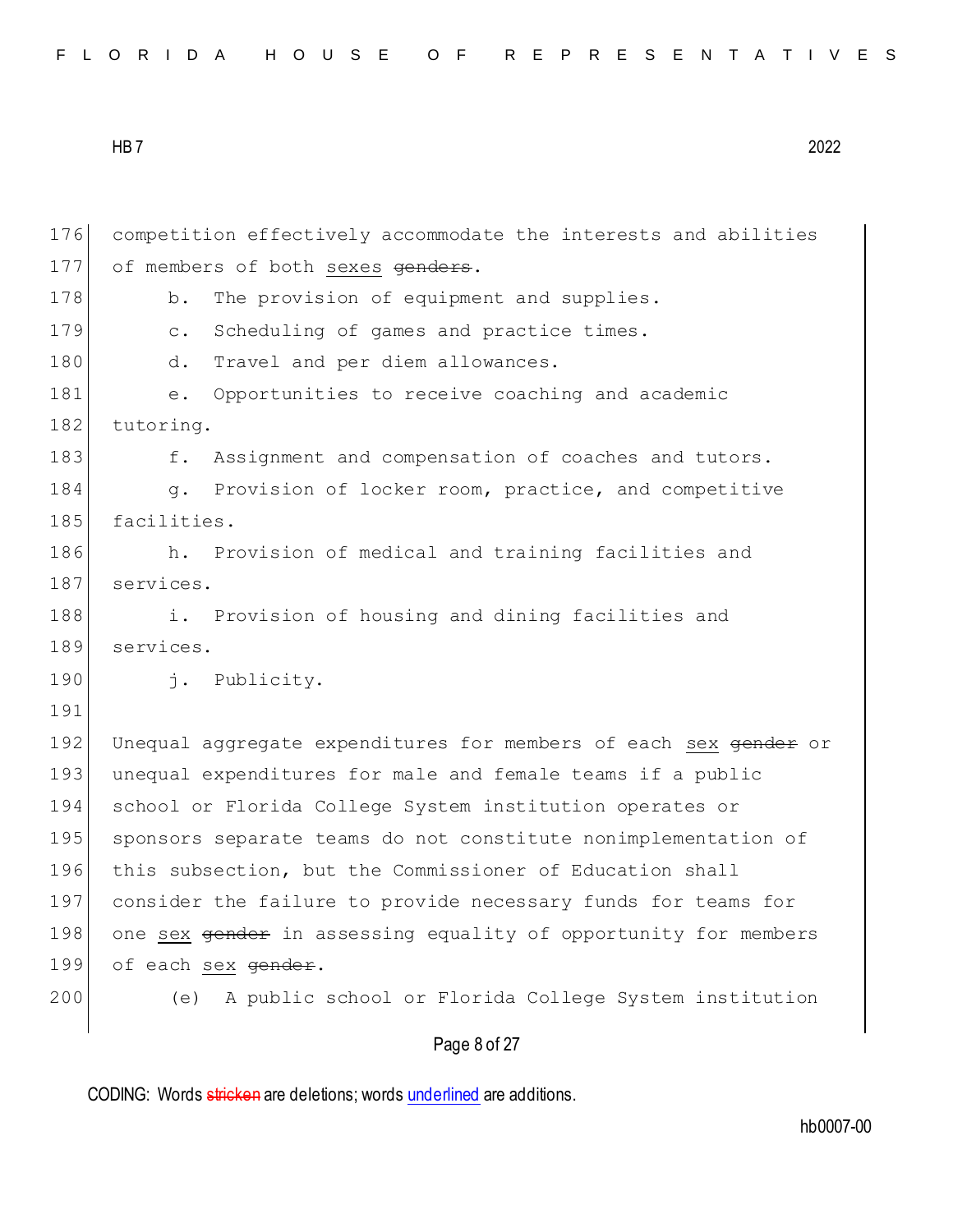competition effectively accommodate the interests and abilities of members of both <u>sexes</u> ~~genders~~.

b. The provision of equipment and supplies.

c. Scheduling of games and practice times.

d. Travel and per diem allowances.

e. Opportunities to receive coaching and academic tutoring.

f. Assignment and compensation of coaches and tutors.

g. Provision of locker room, practice, and competitive facilities.

h. Provision of medical and training facilities and services.

i. Provision of housing and dining facilities and services.

j. Publicity.

Unequal aggregate expenditures for members of each <u>sex</u> ~~gender~~ or unequal expenditures for male and female teams if a public school or Florida College System institution operates or sponsors separate teams do not constitute nonimplementation of this subsection, but the Commissioner of Education shall consider the failure to provide necessary funds for teams for one <u>sex</u> ~~gender~~ in assessing equality of opportunity for members of each <u>sex</u> ~~gender~~.

(e) A public school or Florida College System institution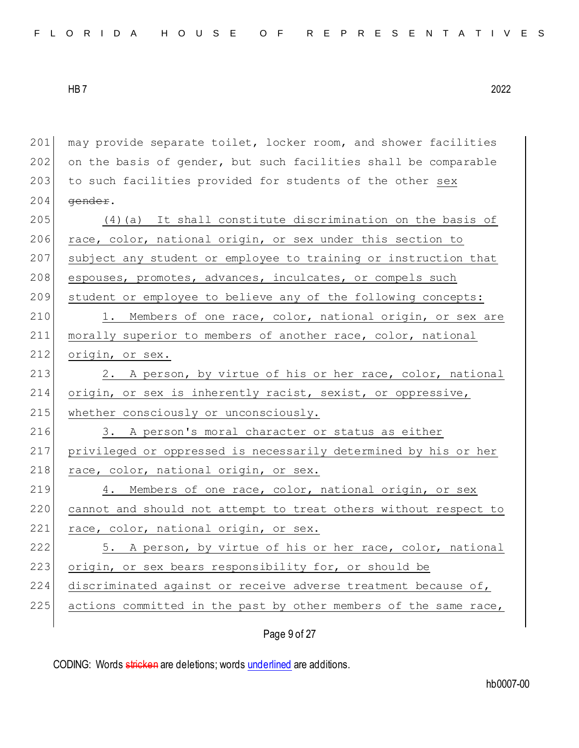may provide separate toilet, locker room, and shower facilities on the basis of gender, but such facilities shall be comparable to such facilities provided for students of the other sex ~~gender~~.

(4)(a) It shall constitute discrimination on the basis of race, color, national origin, or sex under this section to subject any student or employee to training or instruction that espouses, promotes, advances, inculcates, or compels such student or employee to believe any of the following concepts:

1. Members of one race, color, national origin, or sex are morally superior to members of another race, color, national origin, or sex.

2. A person, by virtue of his or her race, color, national origin, or sex is inherently racist, sexist, or oppressive, whether consciously or unconsciously.

3. A person's moral character or status as either privileged or oppressed is necessarily determined by his or her race, color, national origin, or sex.

4. Members of one race, color, national origin, or sex cannot and should not attempt to treat others without respect to race, color, national origin, or sex.

5. A person, by virtue of his or her race, color, national origin, or sex bears responsibility for, or should be discriminated against or receive adverse treatment because of, actions committed in the past by other members of the same race,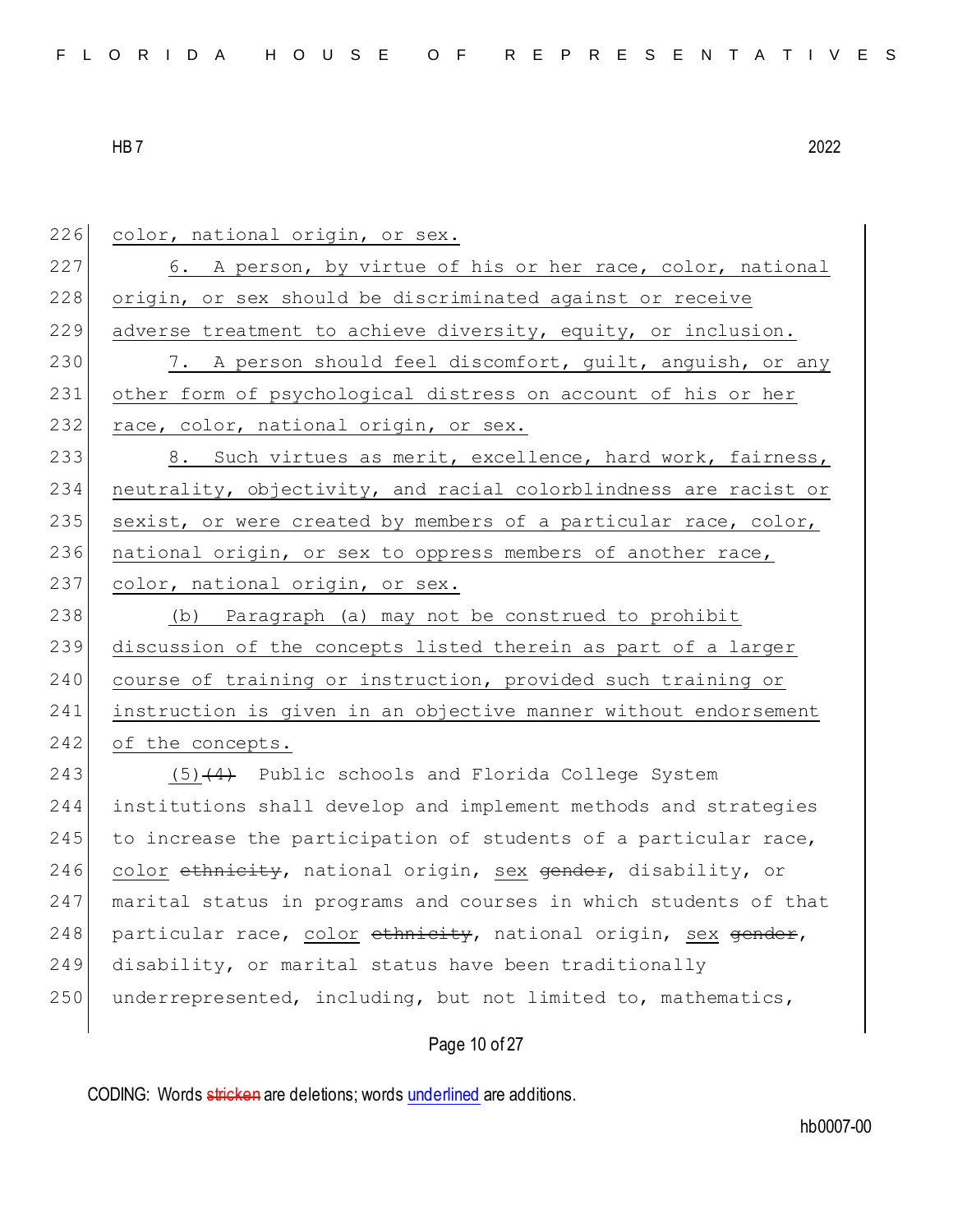color, national origin, or sex.

6. A person, by virtue of his or her race, color, national origin, or sex should be discriminated against or receive adverse treatment to achieve diversity, equity, or inclusion.

7. A person should feel discomfort, guilt, anguish, or any other form of psychological distress on account of his or her race, color, national origin, or sex.

8. Such virtues as merit, excellence, hard work, fairness, neutrality, objectivity, and racial colorblindness are racist or sexist, or were created by members of a particular race, color, national origin, or sex to oppress members of another race, color, national origin, or sex.

(b) Paragraph (a) may not be construed to prohibit discussion of the concepts listed therein as part of a larger course of training or instruction, provided such training or instruction is given in an objective manner without endorsement of the concepts.

(5)~~(4)~~ Public schools and Florida College System institutions shall develop and implement methods and strategies to increase the participation of students of a particular race, color ~~ethnicity~~, national origin, sex ~~gender~~, disability, or marital status in programs and courses in which students of that particular race, color ~~ethnicity~~, national origin, sex ~~gender~~, disability, or marital status have been traditionally underrepresented, including, but not limited to, mathematics,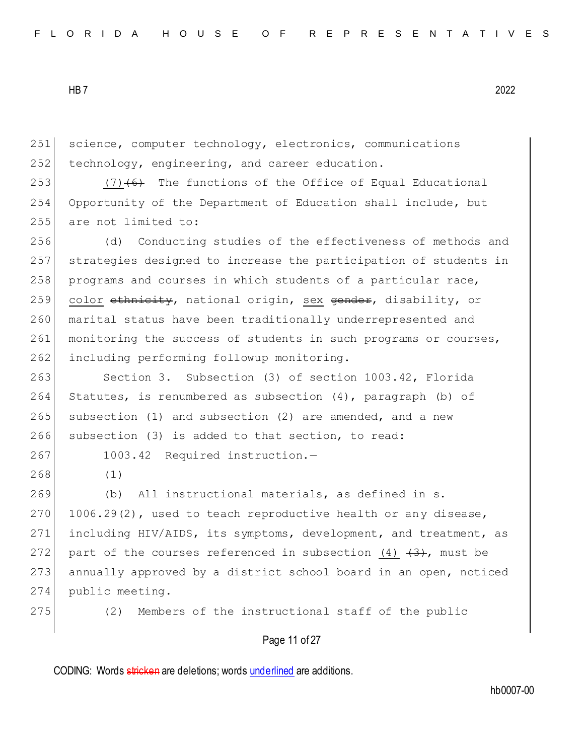science, computer technology, electronics, communications technology, engineering, and career education.

<u>(7)</u>~~(6)~~ The functions of the Office of Equal Educational Opportunity of the Department of Education shall include, but are not limited to:

(d) Conducting studies of the effectiveness of methods and strategies designed to increase the participation of students in programs and courses in which students of a particular race, <u>color</u> ~~ethnicity~~, national origin, <u>sex</u> ~~gender~~, disability, or marital status have been traditionally underrepresented and monitoring the success of students in such programs or courses, including performing followup monitoring.

Section 3. Subsection (3) of section 1003.42, Florida Statutes, is renumbered as subsection (4), paragraph (b) of subsection (1) and subsection (2) are amended, and a new subsection (3) is added to that section, to read:

1003.42 Required instruction.—

(1)

(b) All instructional materials, as defined in s. 1006.29(2), used to teach reproductive health or any disease, including HIV/AIDS, its symptoms, development, and treatment, as part of the courses referenced in subsection <u>(4)</u> ~~(3)~~, must be annually approved by a district school board in an open, noticed public meeting.

(2) Members of the instructional staff of the public

CODING: Words ~~stricken~~ are deletions; words <u>underlined</u> are additions.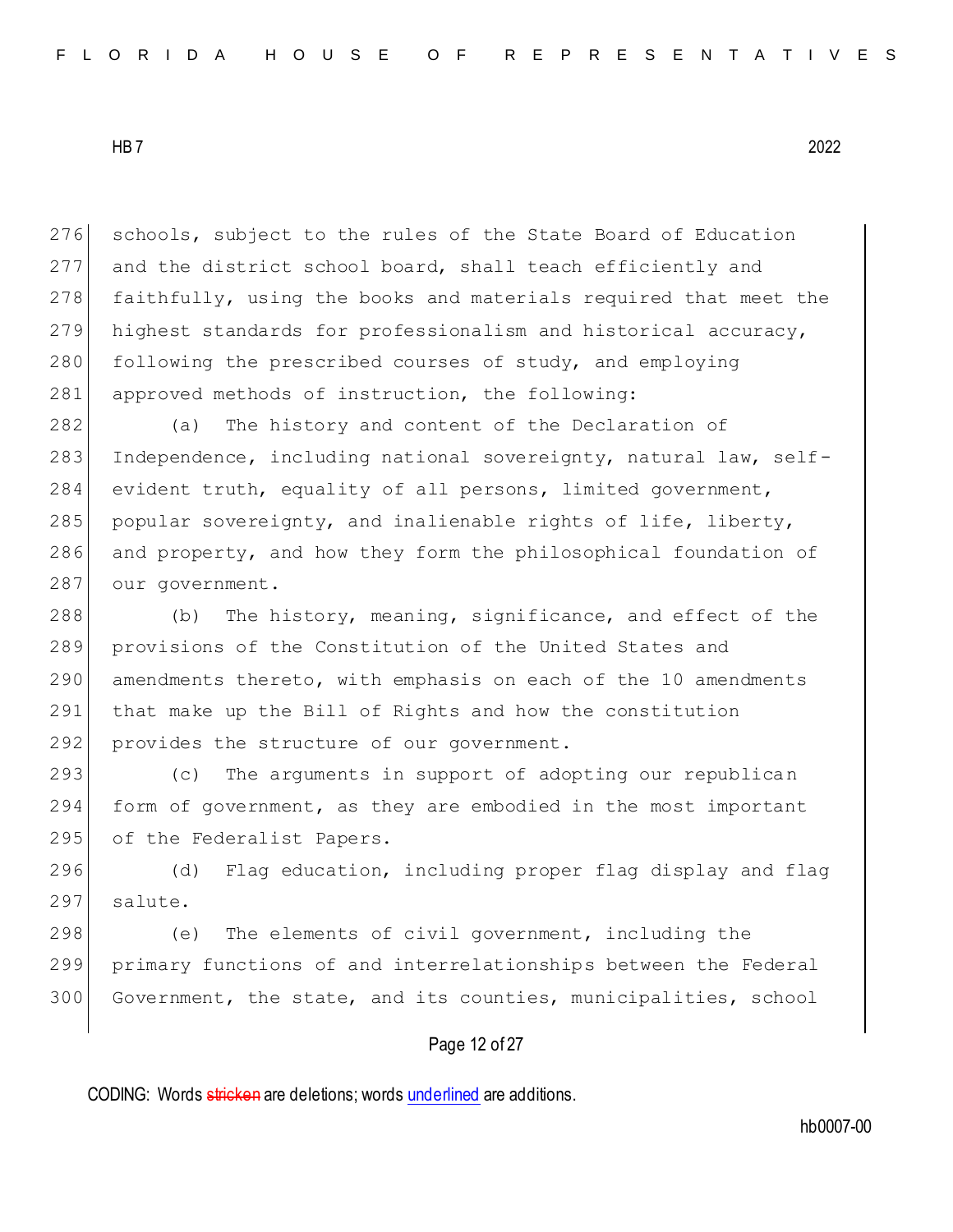schools, subject to the rules of the State Board of Education and the district school board, shall teach efficiently and faithfully, using the books and materials required that meet the highest standards for professionalism and historical accuracy, following the prescribed courses of study, and employing approved methods of instruction, the following:

(a) The history and content of the Declaration of Independence, including national sovereignty, natural law, self-evident truth, equality of all persons, limited government, popular sovereignty, and inalienable rights of life, liberty, and property, and how they form the philosophical foundation of our government.

(b) The history, meaning, significance, and effect of the provisions of the Constitution of the United States and amendments thereto, with emphasis on each of the 10 amendments that make up the Bill of Rights and how the constitution provides the structure of our government.

(c) The arguments in support of adopting our republican form of government, as they are embodied in the most important of the Federalist Papers.

(d) Flag education, including proper flag display and flag salute.

(e) The elements of civil government, including the primary functions of and interrelationships between the Federal Government, the state, and its counties, municipalities, school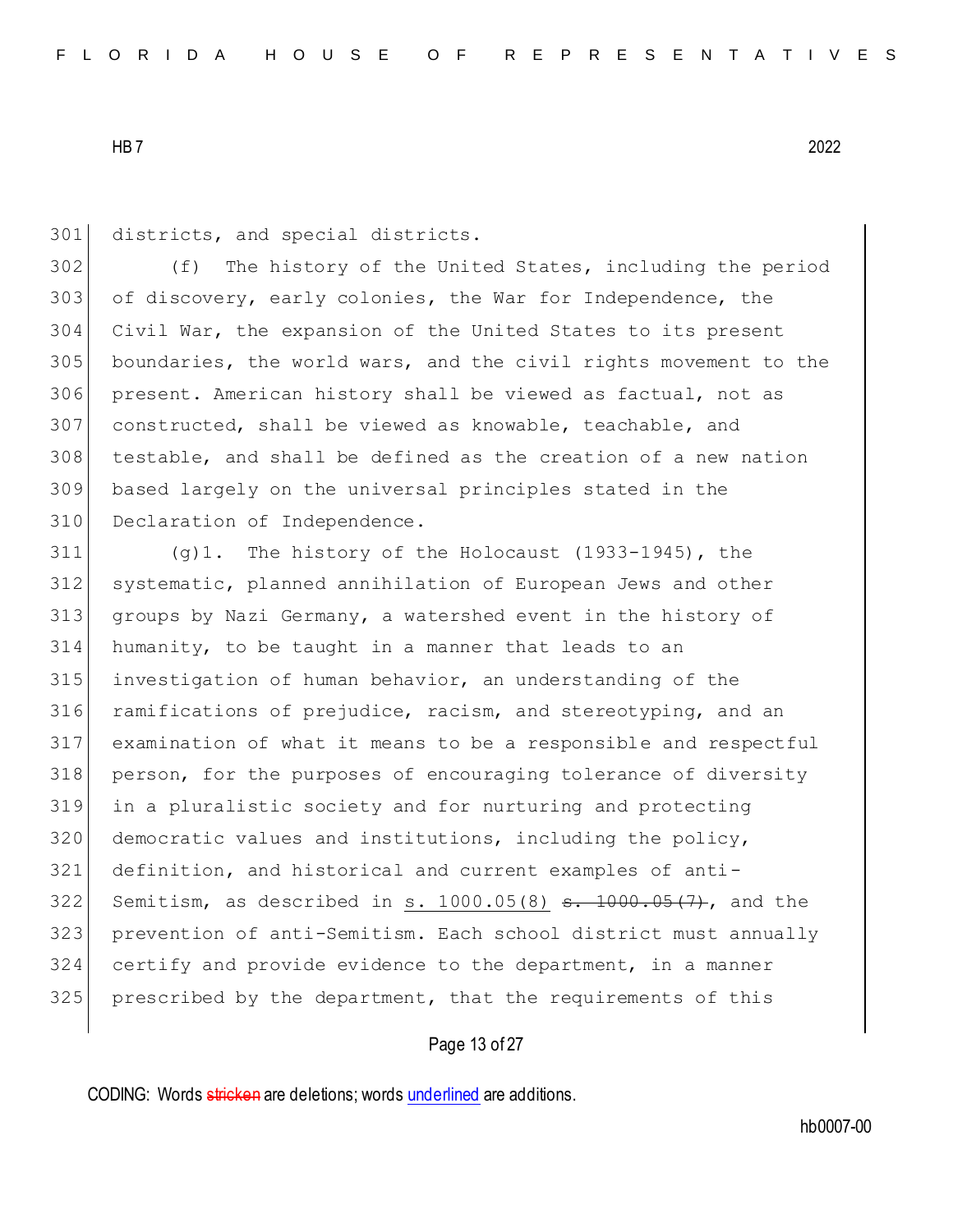districts, and special districts.

(f) The history of the United States, including the period of discovery, early colonies, the War for Independence, the Civil War, the expansion of the United States to its present boundaries, the world wars, and the civil rights movement to the present. American history shall be viewed as factual, not as constructed, shall be viewed as knowable, teachable, and testable, and shall be defined as the creation of a new nation based largely on the universal principles stated in the Declaration of Independence.

(g)1. The history of the Holocaust (1933-1945), the systematic, planned annihilation of European Jews and other groups by Nazi Germany, a watershed event in the history of humanity, to be taught in a manner that leads to an investigation of human behavior, an understanding of the ramifications of prejudice, racism, and stereotyping, and an examination of what it means to be a responsible and respectful person, for the purposes of encouraging tolerance of diversity in a pluralistic society and for nurturing and protecting democratic values and institutions, including the policy, definition, and historical and current examples of anti-Semitism, as described in <u>s. 1000.05(8)</u> ~~s. 1000.05(7)~~, and the prevention of anti-Semitism. Each school district must annually certify and provide evidence to the department, in a manner prescribed by the department, that the requirements of this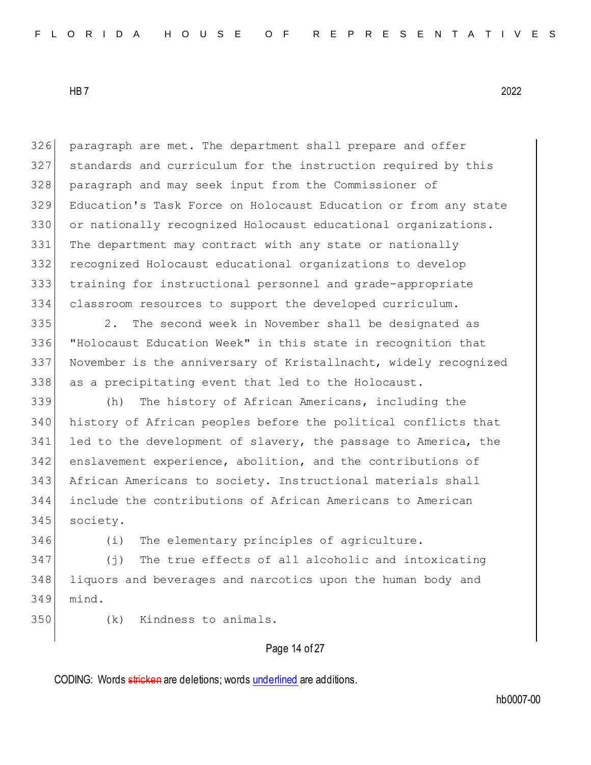paragraph are met. The department shall prepare and offer standards and curriculum for the instruction required by this paragraph and may seek input from the Commissioner of Education's Task Force on Holocaust Education or from any state or nationally recognized Holocaust educational organizations. The department may contract with any state or nationally recognized Holocaust educational organizations to develop training for instructional personnel and grade-appropriate classroom resources to support the developed curriculum.

2. The second week in November shall be designated as "Holocaust Education Week" in this state in recognition that November is the anniversary of Kristallnacht, widely recognized as a precipitating event that led to the Holocaust.

(h) The history of African Americans, including the history of African peoples before the political conflicts that led to the development of slavery, the passage to America, the enslavement experience, abolition, and the contributions of African Americans to society. Instructional materials shall include the contributions of African Americans to American society.

(i) The elementary principles of agriculture.

(j) The true effects of all alcoholic and intoxicating liquors and beverages and narcotics upon the human body and mind.

(k) Kindness to animals.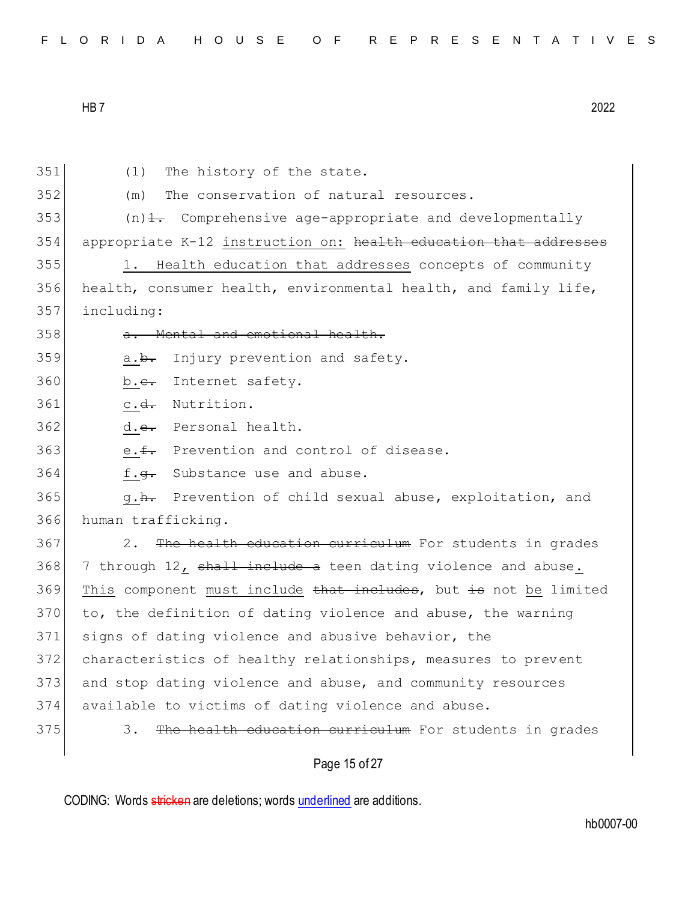351 (l) The history of the state.

352 (m) The conservation of natural resources.

353 (n)~~1.~~ Comprehensive age-appropriate and developmentally
354 appropriate K-12 <u>instruction on:</u> ~~health education that addresses~~

355 <u>1. Health education that addresses</u> concepts of community
356 health, consumer health, environmental health, and family life,
357 including:

358 ~~a. Mental and emotional health.~~

359 <u>a.</u>~~b.~~ Injury prevention and safety.

360 <u>b.</u>~~c.~~ Internet safety.

361 <u>c.</u>~~d.~~ Nutrition.

362 <u>d.</u>~~e.~~ Personal health.

363 <u>e.</u>~~f.~~ Prevention and control of disease.

364 <u>f.</u>~~g.~~ Substance use and abuse.

365 <u>g.</u>~~h.~~ Prevention of child sexual abuse, exploitation, and
366 human trafficking.

367 2. ~~The health education curriculum~~ For students in grades
368 7 through 12<u>,</u> ~~shall include a~~ teen dating violence and abuse<u>.</u>
369 <u>This</u> component <u>must include</u> ~~that includes~~, but ~~is~~ not <u>be</u> limited
370 to, the definition of dating violence and abuse, the warning
371 signs of dating violence and abusive behavior, the
372 characteristics of healthy relationships, measures to prevent
373 and stop dating violence and abuse, and community resources
374 available to victims of dating violence and abuse.

375 3. ~~The health education curriculum~~ For students in grades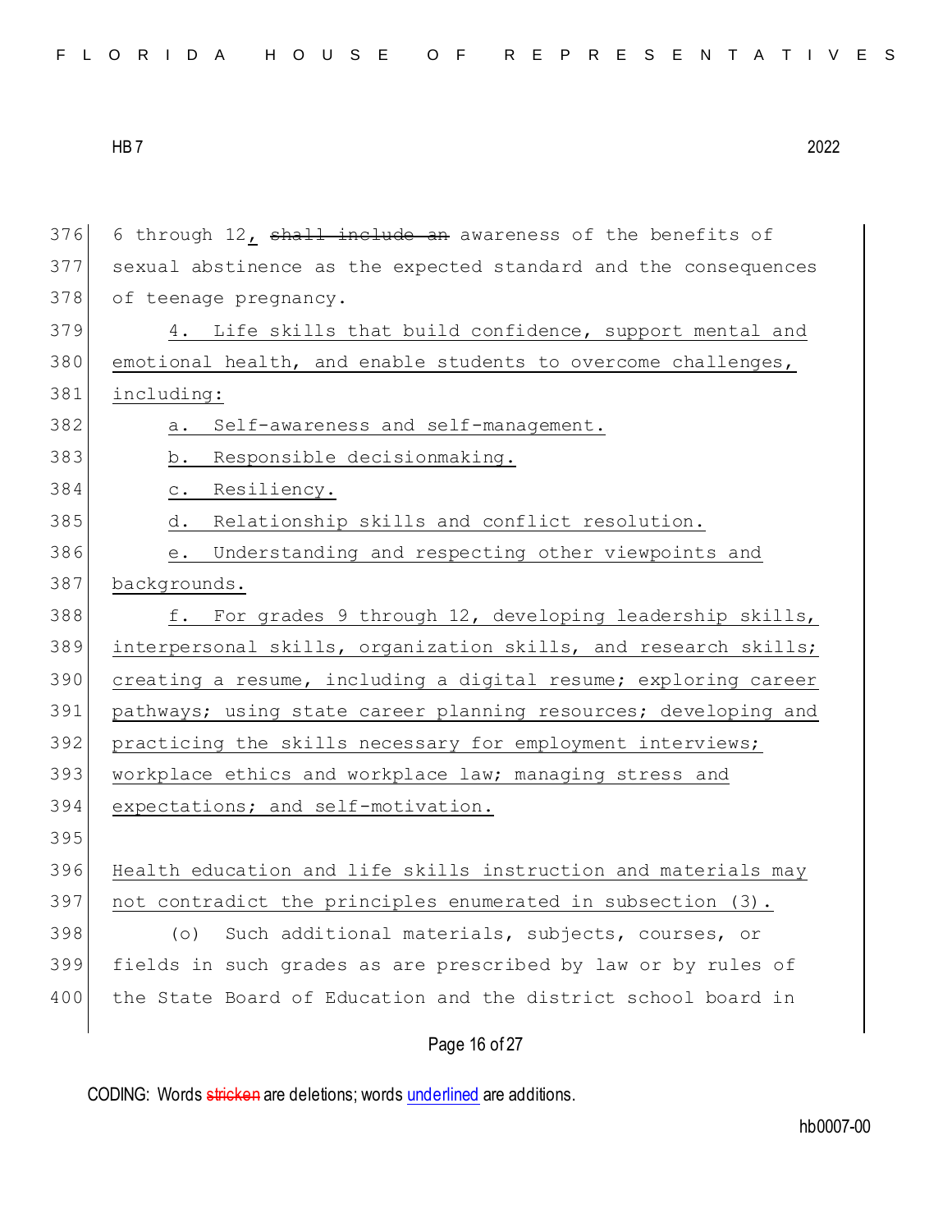6 through 12, ~~shall include an~~ awareness of the benefits of sexual abstinence as the expected standard and the consequences of teenage pregnancy.

4. Life skills that build confidence, support mental and emotional health, and enable students to overcome challenges, including:

a. Self-awareness and self-management.

b. Responsible decisionmaking.

c. Resiliency.

d. Relationship skills and conflict resolution.

e. Understanding and respecting other viewpoints and backgrounds.

f. For grades 9 through 12, developing leadership skills, interpersonal skills, organization skills, and research skills; creating a resume, including a digital resume; exploring career pathways; using state career planning resources; developing and practicing the skills necessary for employment interviews; workplace ethics and workplace law; managing stress and expectations; and self-motivation.

Health education and life skills instruction and materials may not contradict the principles enumerated in subsection (3).

(o) Such additional materials, subjects, courses, or fields in such grades as are prescribed by law or by rules of the State Board of Education and the district school board in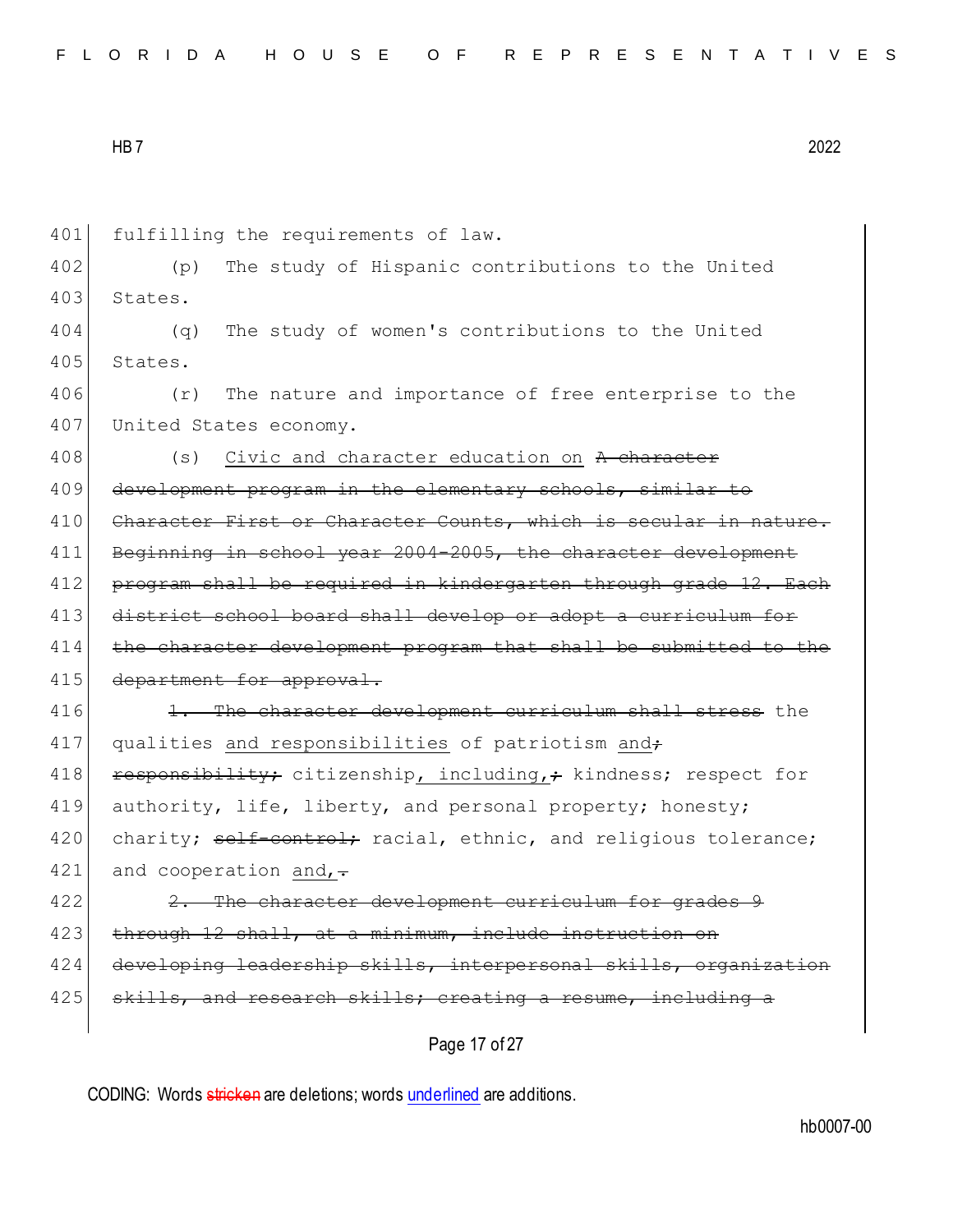401 fulfilling the requirements of law.

402 (p) The study of Hispanic contributions to the United

403 States.

404 (q) The study of women's contributions to the United

405 States.

406 (r) The nature and importance of free enterprise to the

407 United States economy.

408 (s) <u>Civic and character education on</u> ~~A character~~

409 ~~development program in the elementary schools, similar to~~

410 ~~Character First or Character Counts, which is secular in nature.~~

411 ~~Beginning in school year 2004-2005, the character development~~

412 ~~program shall be required in kindergarten through grade 12. Each~~

413 ~~district school board shall develop or adopt a curriculum for~~

414 ~~the character development program that shall be submitted to the~~

415 ~~department for approval.~~

416 ~~1. The character development curriculum shall stress~~ the

417 qualities <u>and responsibilities</u> of patriotism <u>and</u>~~;~~

418 ~~responsibility;~~ citizenship<u>, including,</u>~~;~~ kindness; respect for

419 authority, life, liberty, and personal property; honesty;

420 charity; ~~self-control;~~ racial, ethnic, and religious tolerance;

421 and cooperation <u>and,</u>~~.~~

422 ~~2. The character development curriculum for grades 9~~

423 ~~through 12 shall, at a minimum, include instruction on~~

424 ~~developing leadership skills, interpersonal skills, organization~~

425 ~~skills, and research skills; creating a resume, including a~~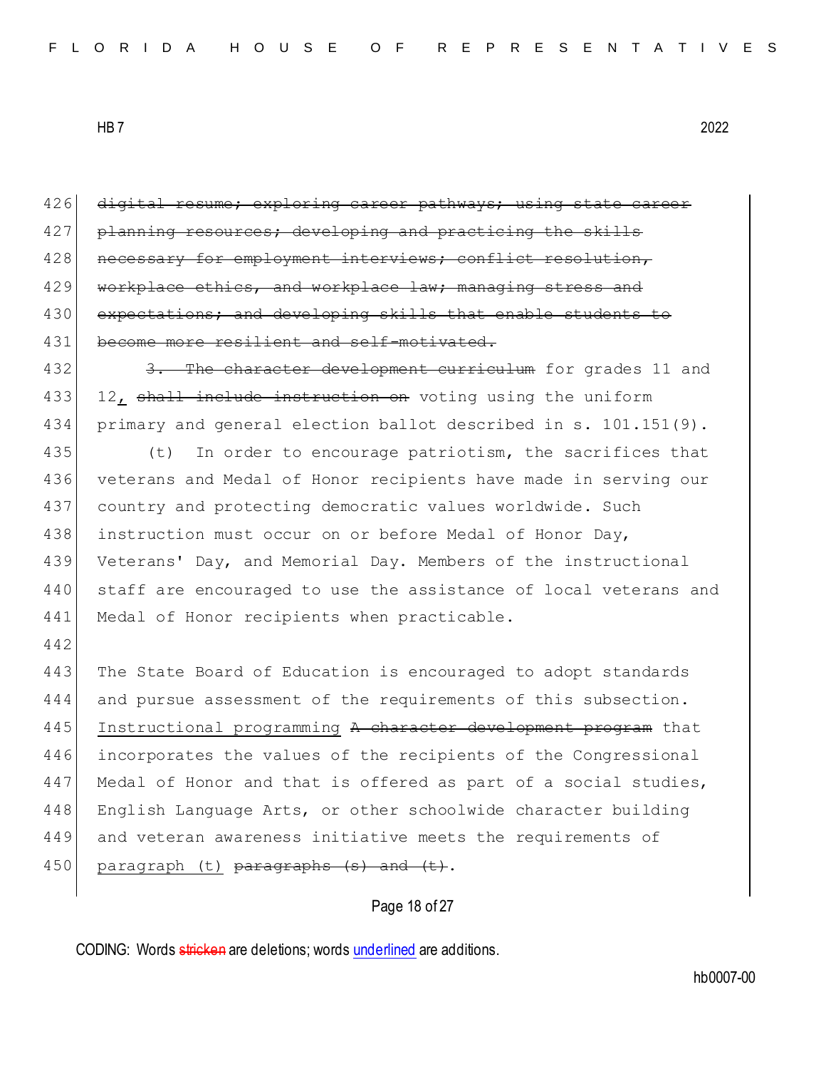426 ~~digital resume; exploring career pathways; using state career~~
427 ~~planning resources; developing and practicing the skills~~
428 ~~necessary for employment interviews; conflict resolution,~~
429 ~~workplace ethics, and workplace law; managing stress and~~
430 ~~expectations; and developing skills that enable students to~~
431 ~~become more resilient and self-motivated.~~
432 ~~3. The character development curriculum~~ for grades 11 and
433 12, ~~shall include instruction on~~ voting using the uniform
434 primary and general election ballot described in s. 101.151(9).
435 (t) In order to encourage patriotism, the sacrifices that
436 veterans and Medal of Honor recipients have made in serving our
437 country and protecting democratic values worldwide. Such
438 instruction must occur on or before Medal of Honor Day,
439 Veterans' Day, and Memorial Day. Members of the instructional
440 staff are encouraged to use the assistance of local veterans and
441 Medal of Honor recipients when practicable.
442
443 The State Board of Education is encouraged to adopt standards
444 and pursue assessment of the requirements of this subsection.
445 <u>Instructional programming</u> ~~A character development program~~ that
446 incorporates the values of the recipients of the Congressional
447 Medal of Honor and that is offered as part of a social studies,
448 English Language Arts, or other schoolwide character building
449 and veteran awareness initiative meets the requirements of
450 <u>paragraph (t)</u> ~~paragraphs (s) and (t)~~.

CODING: Words ~~stricken~~ are deletions; words <u>underlined</u> are additions.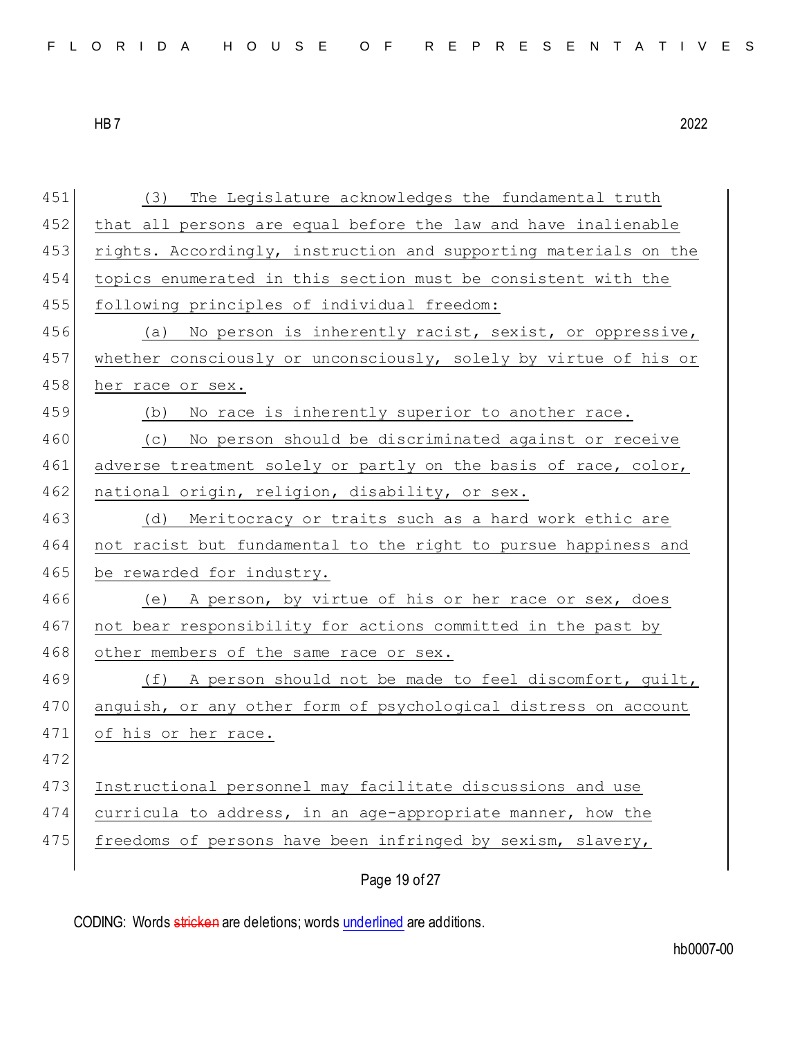(3) The Legislature acknowledges the fundamental truth that all persons are equal before the law and have inalienable rights. Accordingly, instruction and supporting materials on the topics enumerated in this section must be consistent with the following principles of individual freedom:

(a) No person is inherently racist, sexist, or oppressive, whether consciously or unconsciously, solely by virtue of his or her race or sex.

(b) No race is inherently superior to another race.

(c) No person should be discriminated against or receive adverse treatment solely or partly on the basis of race, color, national origin, religion, disability, or sex.

(d) Meritocracy or traits such as a hard work ethic are not racist but fundamental to the right to pursue happiness and be rewarded for industry.

(e) A person, by virtue of his or her race or sex, does not bear responsibility for actions committed in the past by other members of the same race or sex.

(f) A person should not be made to feel discomfort, guilt, anguish, or any other form of psychological distress on account of his or her race.

Instructional personnel may facilitate discussions and use curricula to address, in an age-appropriate manner, how the freedoms of persons have been infringed by sexism, slavery,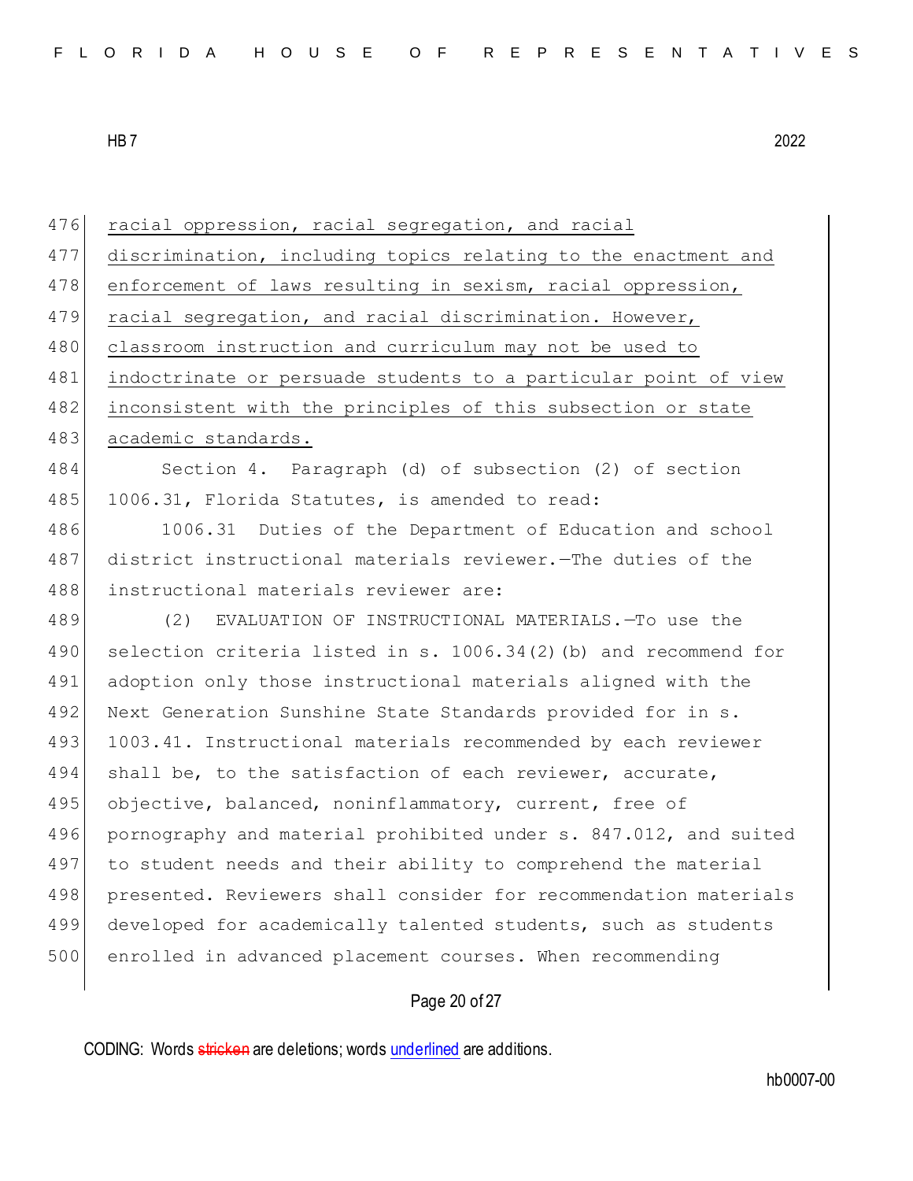racial oppression, racial segregation, and racial discrimination, including topics relating to the enactment and enforcement of laws resulting in sexism, racial oppression, racial segregation, and racial discrimination. However, classroom instruction and curriculum may not be used to indoctrinate or persuade students to a particular point of view inconsistent with the principles of this subsection or state academic standards.

Section 4. Paragraph (d) of subsection (2) of section 1006.31, Florida Statutes, is amended to read:

1006.31 Duties of the Department of Education and school district instructional materials reviewer.—The duties of the instructional materials reviewer are:

(2) EVALUATION OF INSTRUCTIONAL MATERIALS.—To use the selection criteria listed in s. 1006.34(2)(b) and recommend for adoption only those instructional materials aligned with the Next Generation Sunshine State Standards provided for in s. 1003.41. Instructional materials recommended by each reviewer shall be, to the satisfaction of each reviewer, accurate, objective, balanced, noninflammatory, current, free of pornography and material prohibited under s. 847.012, and suited to student needs and their ability to comprehend the material presented. Reviewers shall consider for recommendation materials developed for academically talented students, such as students enrolled in advanced placement courses. When recommending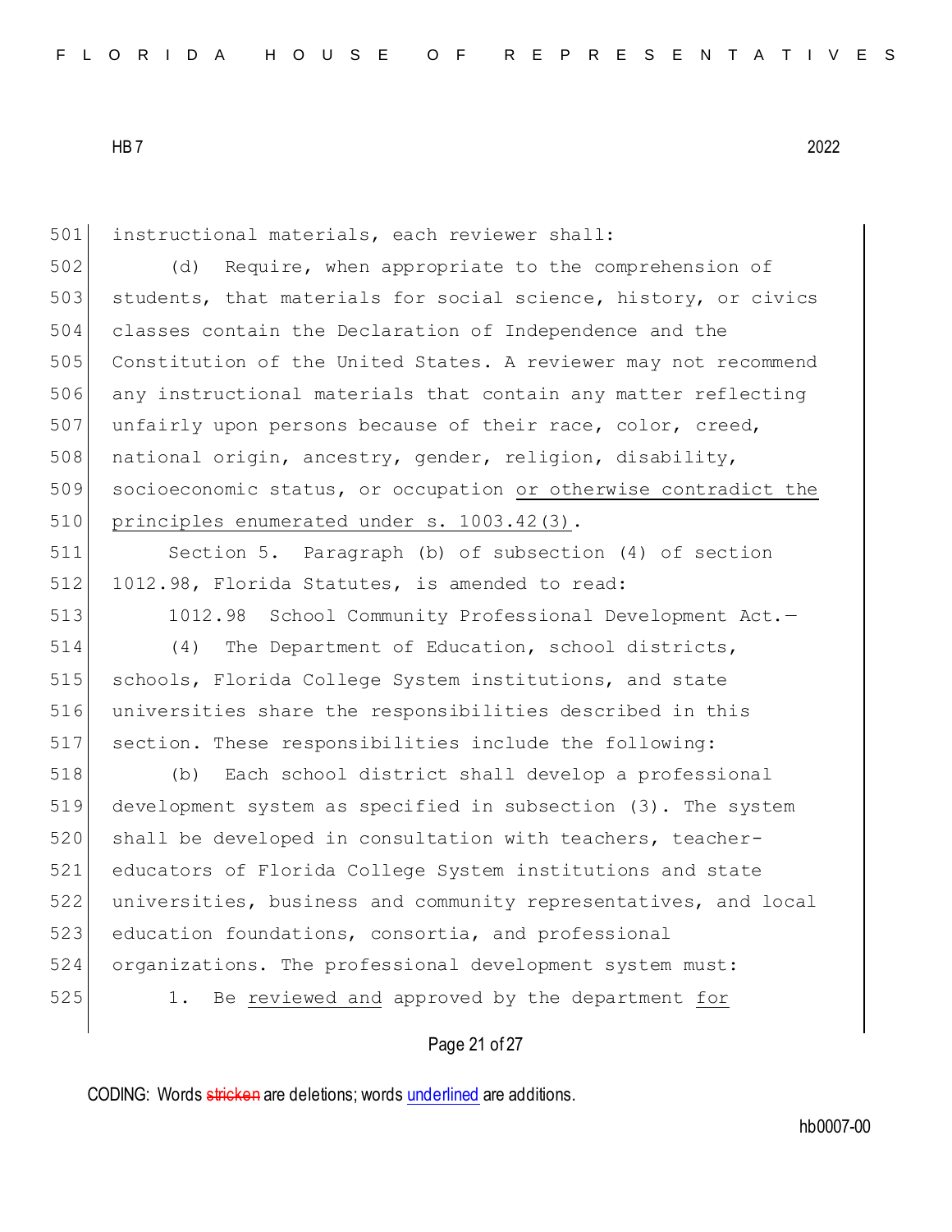instructional materials, each reviewer shall:

(d) Require, when appropriate to the comprehension of students, that materials for social science, history, or civics classes contain the Declaration of Independence and the Constitution of the United States. A reviewer may not recommend any instructional materials that contain any matter reflecting unfairly upon persons because of their race, color, creed, national origin, ancestry, gender, religion, disability, socioeconomic status, or occupation <u>or otherwise contradict the principles enumerated under s. 1003.42(3)</u>.

Section 5. Paragraph (b) of subsection (4) of section 1012.98, Florida Statutes, is amended to read:

1012.98 School Community Professional Development Act.—

(4) The Department of Education, school districts, schools, Florida College System institutions, and state universities share the responsibilities described in this section. These responsibilities include the following:

(b) Each school district shall develop a professional development system as specified in subsection (3). The system shall be developed in consultation with teachers, teacher-educators of Florida College System institutions and state universities, business and community representatives, and local education foundations, consortia, and professional organizations. The professional development system must:

1. Be <u>reviewed and</u> approved by the department <u>for</u>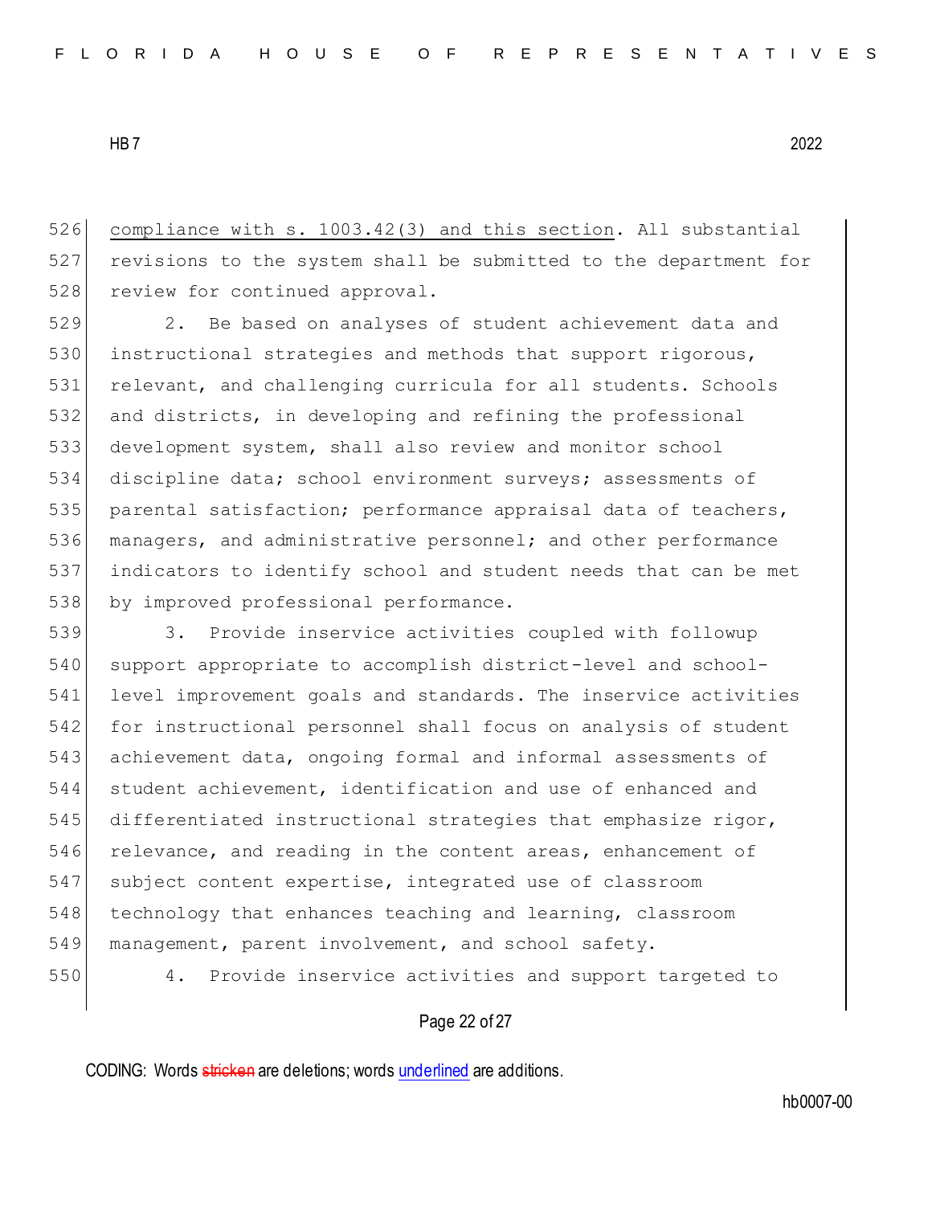526 <u>compliance with s. 1003.42(3) and this section</u>. All substantial
527 revisions to the system shall be submitted to the department for
528 review for continued approval.

529 2. Be based on analyses of student achievement data and
530 instructional strategies and methods that support rigorous,
531 relevant, and challenging curricula for all students. Schools
532 and districts, in developing and refining the professional
533 development system, shall also review and monitor school
534 discipline data; school environment surveys; assessments of
535 parental satisfaction; performance appraisal data of teachers,
536 managers, and administrative personnel; and other performance
537 indicators to identify school and student needs that can be met
538 by improved professional performance.

539 3. Provide inservice activities coupled with followup
540 support appropriate to accomplish district-level and school-
541 level improvement goals and standards. The inservice activities
542 for instructional personnel shall focus on analysis of student
543 achievement data, ongoing formal and informal assessments of
544 student achievement, identification and use of enhanced and
545 differentiated instructional strategies that emphasize rigor,
546 relevance, and reading in the content areas, enhancement of
547 subject content expertise, integrated use of classroom
548 technology that enhances teaching and learning, classroom
549 management, parent involvement, and school safety.

550 4. Provide inservice activities and support targeted to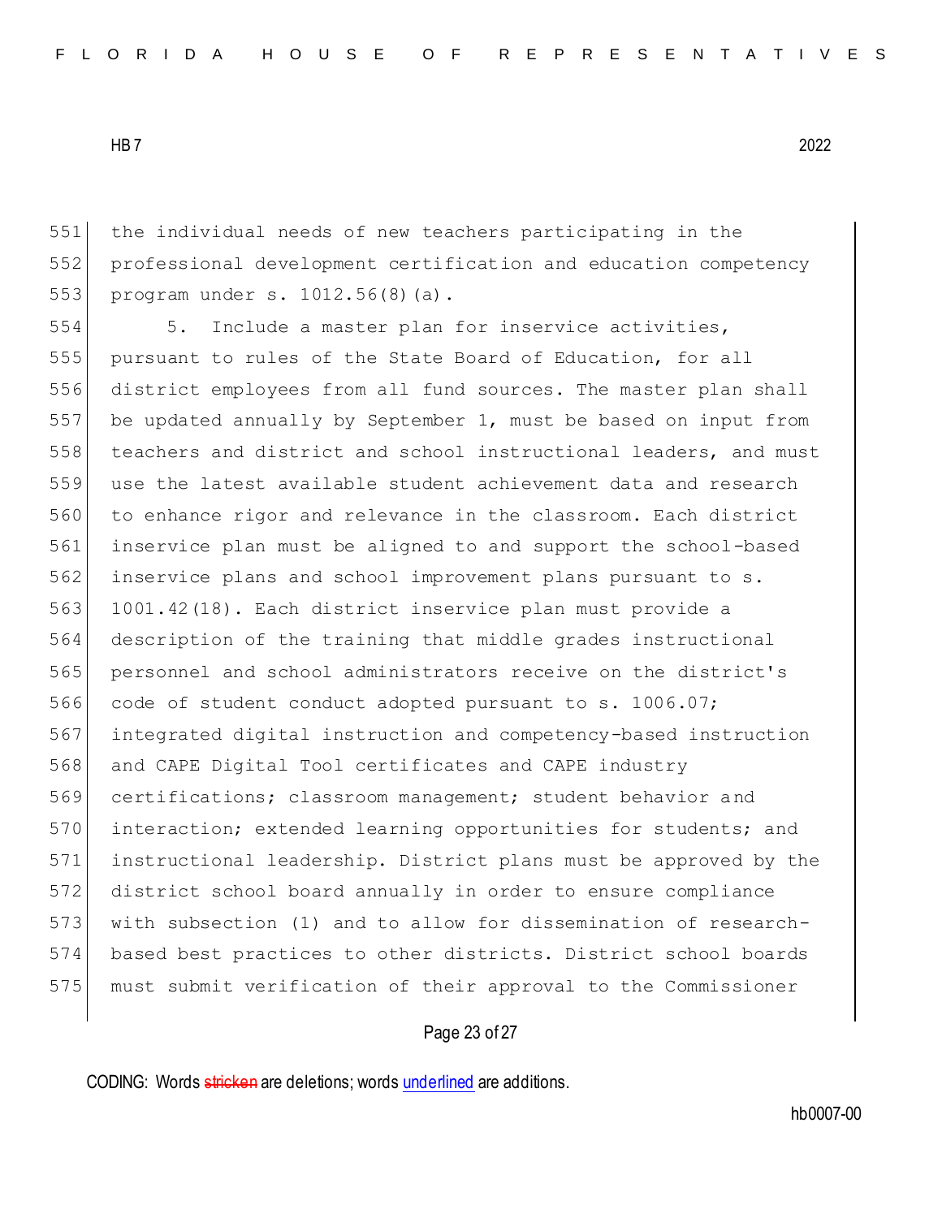the individual needs of new teachers participating in the professional development certification and education competency program under s. 1012.56(8)(a).

5. Include a master plan for inservice activities, pursuant to rules of the State Board of Education, for all district employees from all fund sources. The master plan shall be updated annually by September 1, must be based on input from teachers and district and school instructional leaders, and must use the latest available student achievement data and research to enhance rigor and relevance in the classroom. Each district inservice plan must be aligned to and support the school-based inservice plans and school improvement plans pursuant to s. 1001.42(18). Each district inservice plan must provide a description of the training that middle grades instructional personnel and school administrators receive on the district's code of student conduct adopted pursuant to s. 1006.07; integrated digital instruction and competency-based instruction and CAPE Digital Tool certificates and CAPE industry certifications; classroom management; student behavior and interaction; extended learning opportunities for students; and instructional leadership. District plans must be approved by the district school board annually in order to ensure compliance with subsection (1) and to allow for dissemination of research-based best practices to other districts. District school boards must submit verification of their approval to the Commissioner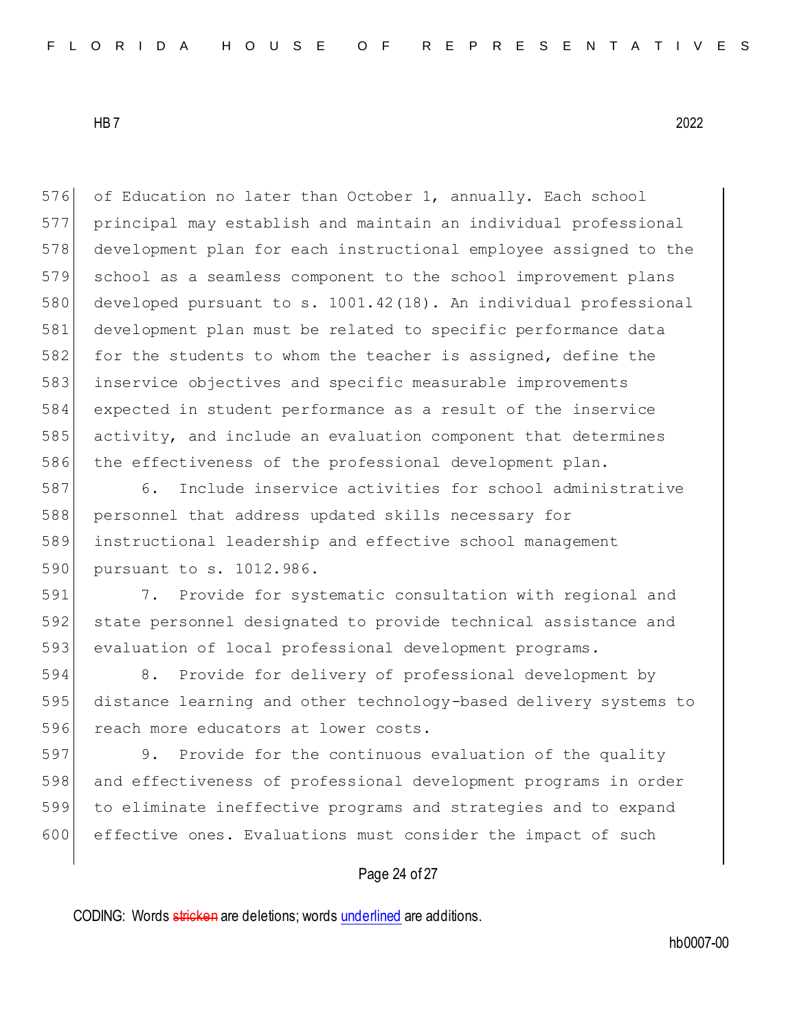of Education no later than October 1, annually. Each school principal may establish and maintain an individual professional development plan for each instructional employee assigned to the school as a seamless component to the school improvement plans developed pursuant to s. 1001.42(18). An individual professional development plan must be related to specific performance data for the students to whom the teacher is assigned, define the inservice objectives and specific measurable improvements expected in student performance as a result of the inservice activity, and include an evaluation component that determines the effectiveness of the professional development plan.

6. Include inservice activities for school administrative personnel that address updated skills necessary for instructional leadership and effective school management pursuant to s. 1012.986.

7. Provide for systematic consultation with regional and state personnel designated to provide technical assistance and evaluation of local professional development programs.

8. Provide for delivery of professional development by distance learning and other technology-based delivery systems to reach more educators at lower costs.

9. Provide for the continuous evaluation of the quality and effectiveness of professional development programs in order to eliminate ineffective programs and strategies and to expand effective ones. Evaluations must consider the impact of such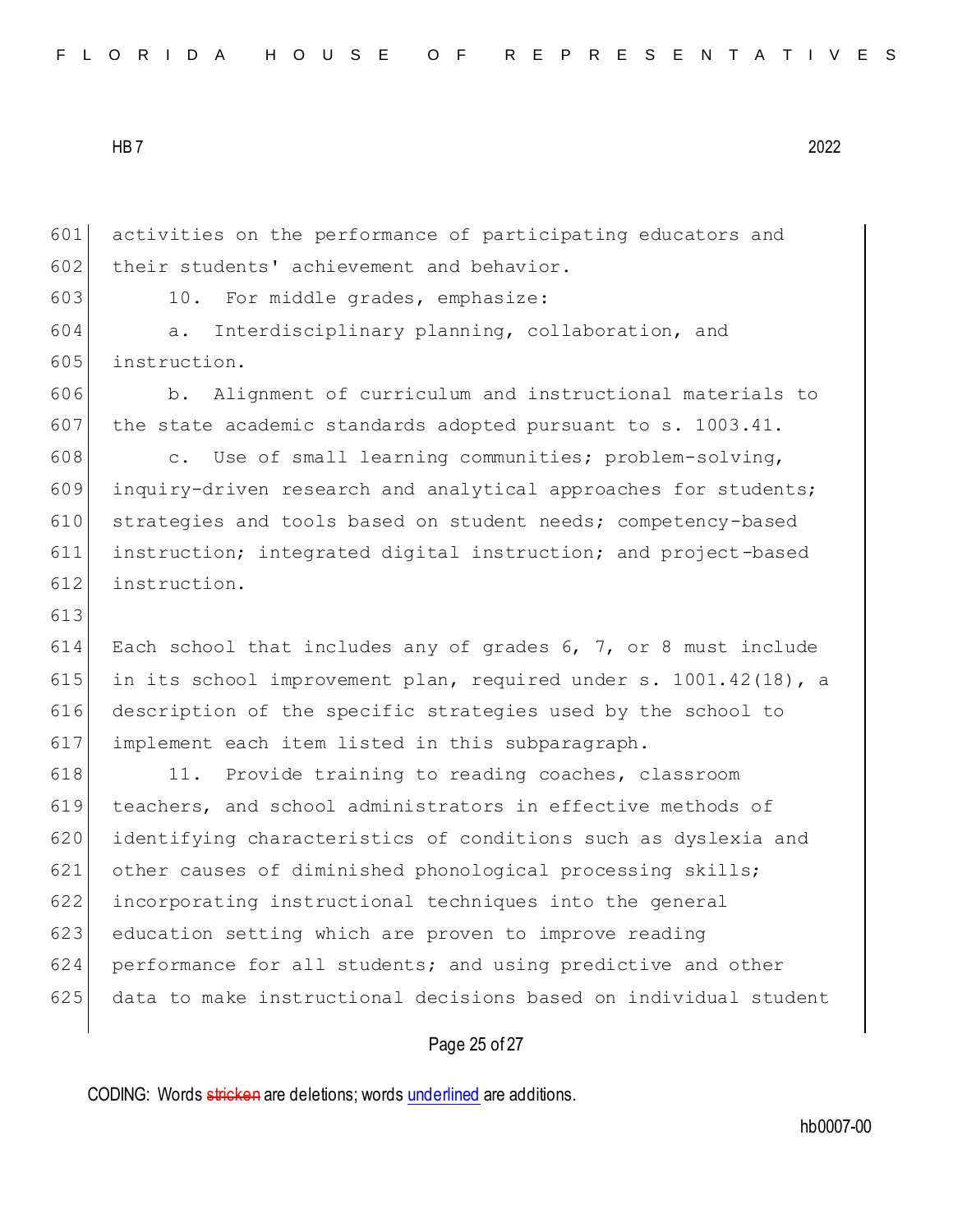activities on the performance of participating educators and their students' achievement and behavior.

10. For middle grades, emphasize:

a. Interdisciplinary planning, collaboration, and instruction.

b. Alignment of curriculum and instructional materials to the state academic standards adopted pursuant to s. 1003.41.

c. Use of small learning communities; problem-solving, inquiry-driven research and analytical approaches for students; strategies and tools based on student needs; competency-based instruction; integrated digital instruction; and project-based instruction.

Each school that includes any of grades 6, 7, or 8 must include in its school improvement plan, required under s. 1001.42(18), a description of the specific strategies used by the school to implement each item listed in this subparagraph.

11. Provide training to reading coaches, classroom teachers, and school administrators in effective methods of identifying characteristics of conditions such as dyslexia and other causes of diminished phonological processing skills; incorporating instructional techniques into the general education setting which are proven to improve reading performance for all students; and using predictive and other data to make instructional decisions based on individual student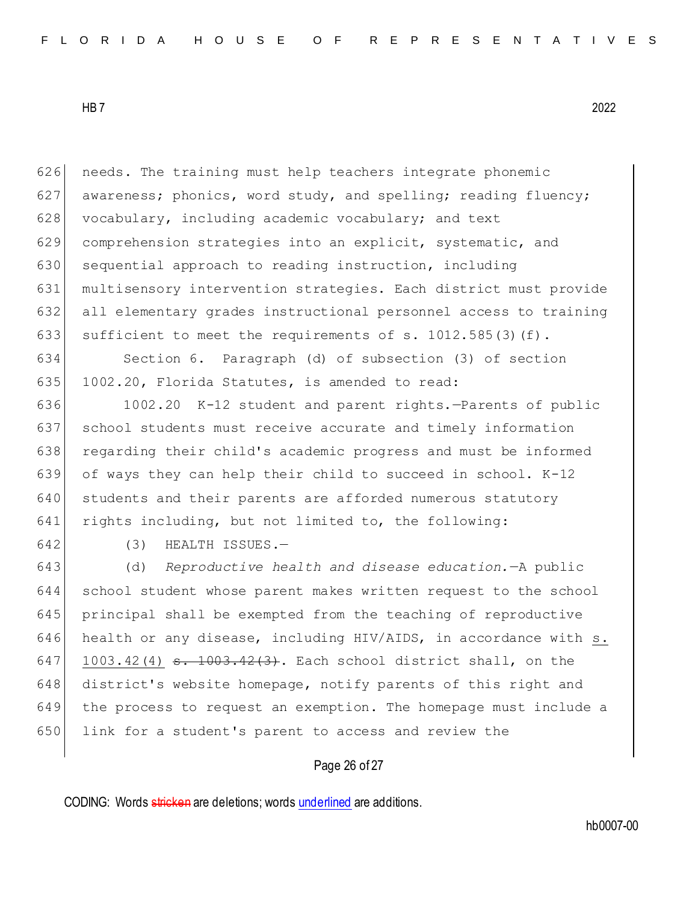needs. The training must help teachers integrate phonemic awareness; phonics, word study, and spelling; reading fluency; vocabulary, including academic vocabulary; and text comprehension strategies into an explicit, systematic, and sequential approach to reading instruction, including multisensory intervention strategies. Each district must provide all elementary grades instructional personnel access to training sufficient to meet the requirements of s. 1012.585(3)(f).

Section 6. Paragraph (d) of subsection (3) of section 1002.20, Florida Statutes, is amended to read:

1002.20 K-12 student and parent rights.—Parents of public school students must receive accurate and timely information regarding their child's academic progress and must be informed of ways they can help their child to succeed in school. K-12 students and their parents are afforded numerous statutory rights including, but not limited to, the following:

(3) HEALTH ISSUES.—

(d) *Reproductive health and disease education.*—A public school student whose parent makes written request to the school principal shall be exempted from the teaching of reproductive health or any disease, including HIV/AIDS, in accordance with <u>s. 1003.42(4)</u> ~~s. 1003.42(3)~~. Each school district shall, on the district's website homepage, notify parents of this right and the process to request an exemption. The homepage must include a link for a student's parent to access and review the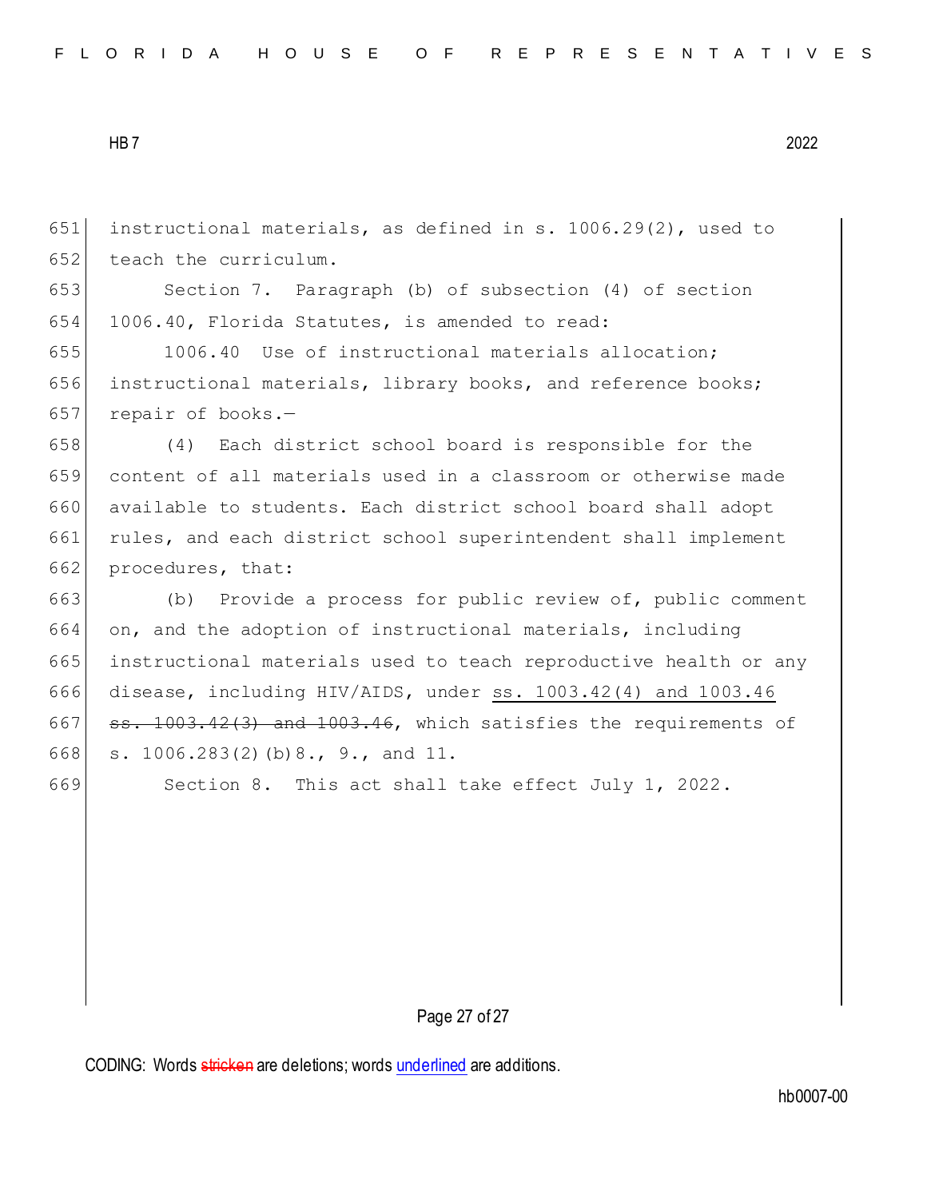instructional materials, as defined in s. 1006.29(2), used to teach the curriculum.

Section 7. Paragraph (b) of subsection (4) of section 1006.40, Florida Statutes, is amended to read:

1006.40 Use of instructional materials allocation; instructional materials, library books, and reference books; repair of books.—

(4) Each district school board is responsible for the content of all materials used in a classroom or otherwise made available to students. Each district school board shall adopt rules, and each district school superintendent shall implement procedures, that:

(b) Provide a process for public review of, public comment on, and the adoption of instructional materials, including instructional materials used to teach reproductive health or any disease, including HIV/AIDS, under <u>ss. 1003.42(4) and 1003.46</u> ~~ss. 1003.42(3) and 1003.46~~, which satisfies the requirements of s. 1006.283(2)(b)8., 9., and 11.

Section 8. This act shall take effect July 1, 2022.

CODING: Words ~~stricken~~ are deletions; words <u>underlined</u> are additions.